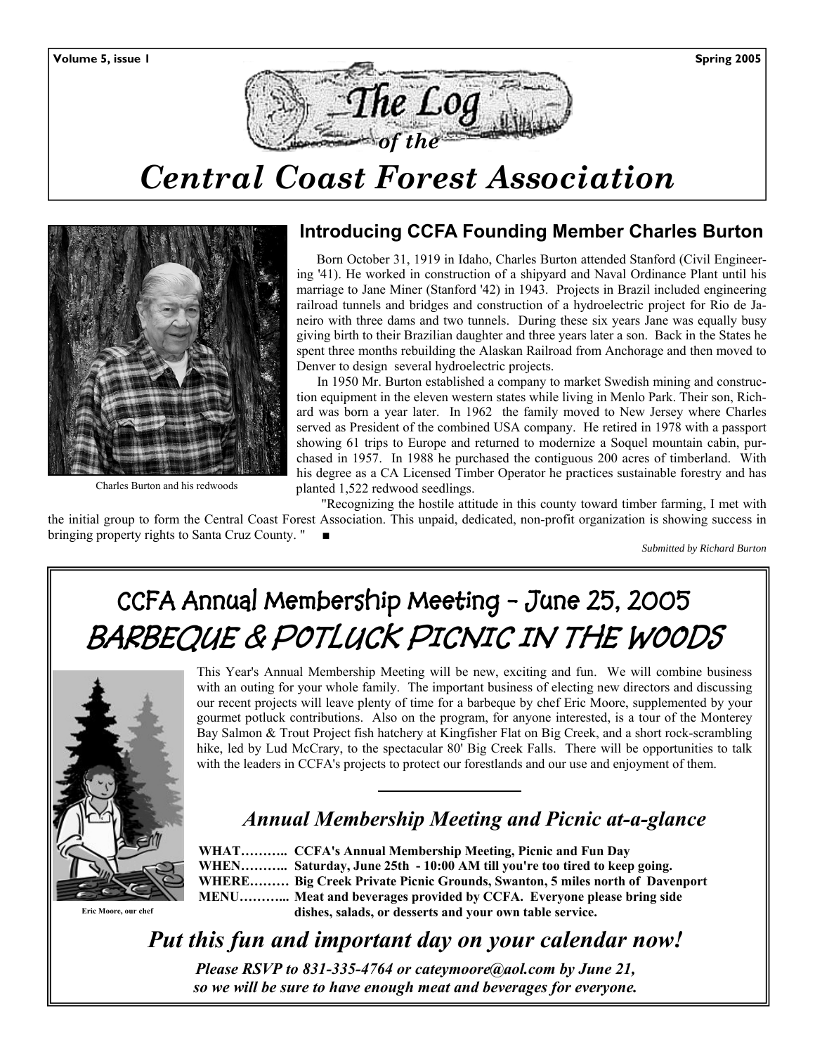# The Log of the Central Coast Forest Association

## Introducing CCFA Founding Member Charles Burton

Charles Burton and his redwoods

Born October 31, 1919 in Idaho, Charles Burton attended Stanford (Civil Engineering '41). He worked in construction of a shipyard and Naval Ordinance Plant until his marriage to Jane Miner (Stanford '42) in 1943. Projects in Brazil included engineering railroad tunnels and bridges and construction of a hydroelectric project for Rio de Janeiro with three dams and two tunnels. During these six years Jane was equally busy giving birth to their Brazilian daughter and three years later a son. Back in the States he spent three months rebuilding the Alaskan Railroad from Anchorage and then moved to Denver to design several hydroelectric projects.

In 1950 Mr. Burton established a company to market Swedish mining and construction equipment in the eleven western states while living in Menlo Park. Their son, Richard was born a year later. In 1962 the family moved to New Jersey where Charles served as President of the combined USA company. He retired in 1978 with a passport showing 61 trips to Europe and returned to modernize a Soquel mountain cabin, purchased in 1957. In 1988 he purchased the contiguous 200 acres of timberland. With his degree as a CA Licensed Timber Operator he practices sustainable forestry and has planted 1,522 redwood seedlings.

"Recognizing the hostile attitude in this county toward timber farming, I met with the initial group to form the Central Coast Forest Association. This unpaid, dedicated, non-profit organization is showing success in bringing property rights to Santa Cruz County." ■

*Submitted by Richard Burton*

## CCFA Annual Membership Meeting - June 25, 2005

## BARBEQUE & POTLUCK PICNIC IN THE WOODS

This Year's Annual Membership Meeting will be new, exciting and fun. We will combine business with an outing for your whole family. The important business of electing new directors and discussing our recent projects will leave plenty of time for a barbeque by chef Eric Moore, supplemented by your gourmet potluck contributions. Also on the program, for anyone interested, is a tour of the Monterey Bay Salmon & Trout Project fish hatchery at Kingfisher Flat on Big Creek, and a short rock-scrambling hike, led by Lud McCrary, to the spectacular 80' Big Creek Falls. There will be opportunities to talk with the leaders in CCFA's projects to protect our forestlands and our use and enjoyment of them.

Eric Moore, our chef

### *Annual Membership Meeting and Picnic at-a-glance*

**WHAT……….. CCFA's Annual Membership Meeting, Picnic and Fun Day**
**WHEN……….. Saturday, June 25th - 10:00 AM till you're too tired to keep going.**
**WHERE……… Big Creek Private Picnic Grounds, Swanton, 5 miles north of Davenport**
**MENU……….. Meat and beverages provided by CCFA. Everyone please bring side dishes, salads, or desserts and your own table service.**

### *Put this fun and important day on your calendar now!*

***Please RSVP to 831-335-4764 or cateymoore@aol.com by June 21, so we will be sure to have enough meat and beverages for everyone.***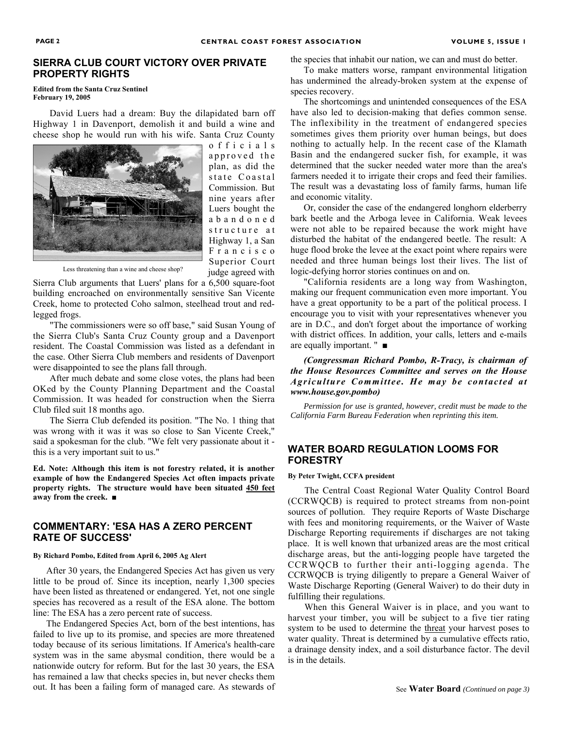## SIERRA CLUB COURT VICTORY OVER PRIVATE PROPERTY RIGHTS

**Edited from the Santa Cruz Sentinel**
**February 19, 2005**

David Luers had a dream: Buy the dilapidated barn off Highway 1 in Davenport, demolish it and build a wine and cheese shop he would run with his wife. Santa Cruz County officials approved the plan, as did the state Coastal Commission. But nine years after Luers bought the abandoned structure at Highway 1, a San Francisco Superior Court judge agreed with Sierra Club arguments that Luers' plans for a 6,500 square-foot building encroached on environmentally sensitive San Vicente Creek, home to protected Coho salmon, steelhead trout and red-legged frogs.

Less threatening than a wine and cheese shop?

"The commissioners were so off base," said Susan Young of the Sierra Club's Santa Cruz County group and a Davenport resident. The Coastal Commission was listed as a defendant in the case. Other Sierra Club members and residents of Davenport were disappointed to see the plans fall through.

After much debate and some close votes, the plans had been OKed by the County Planning Department and the Coastal Commission. It was headed for construction when the Sierra Club filed suit 18 months ago.

The Sierra Club defended its position. "The No. 1 thing that was wrong with it was it was so close to San Vicente Creek," said a spokesman for the club. "We felt very passionate about it - this is a very important suit to us."

**Ed. Note: Although this item is not forestry related, it is another example of how the Endangered Species Act often impacts private property rights. The structure would have been situated 450 feet away from the creek. ■**

## COMMENTARY: 'ESA HAS A ZERO PERCENT RATE OF SUCCESS'

**By Richard Pombo, Edited from April 6, 2005 Ag Alert**

After 30 years, the Endangered Species Act has given us very little to be proud of. Since its inception, nearly 1,300 species have been listed as threatened or endangered. Yet, not one single species has recovered as a result of the ESA alone. The bottom line: The ESA has a zero percent rate of success.

The Endangered Species Act, born of the best intentions, has failed to live up to its promise, and species are more threatened today because of its serious limitations. If America's health-care system was in the same abysmal condition, there would be a nationwide outcry for reform. But for the last 30 years, the ESA has remained a law that checks species in, but never checks them out. It has been a failing form of managed care. As stewards of the species that inhabit our nation, we can and must do better.

To make matters worse, rampant environmental litigation has undermined the already-broken system at the expense of species recovery.

The shortcomings and unintended consequences of the ESA have also led to decision-making that defies common sense. The inflexibility in the treatment of endangered species sometimes gives them priority over human beings, but does nothing to actually help. In the recent case of the Klamath Basin and the endangered sucker fish, for example, it was determined that the sucker needed water more than the area's farmers needed it to irrigate their crops and feed their families. The result was a devastating loss of family farms, human life and economic vitality.

Or, consider the case of the endangered longhorn elderberry bark beetle and the Arboga levee in California. Weak levees were not able to be repaired because the work might have disturbed the habitat of the endangered beetle. The result: A huge flood broke the levee at the exact point where repairs were needed and three human beings lost their lives. The list of logic-defying horror stories continues on and on.

"California residents are a long way from Washington, making our frequent communication even more important. You have a great opportunity to be a part of the political process. I encourage you to visit with your representatives whenever you are in D.C., and don't forget about the importance of working with district offices. In addition, your calls, letters and e-mails are equally important. " ■

***(Congressman Richard Pombo, R-Tracy, is chairman of the House Resources Committee and serves on the House Agriculture Committee. He may be contacted at www.house.gov.pombo)***

*Permission for use is granted, however, credit must be made to the California Farm Bureau Federation when reprinting this item.*

## WATER BOARD REGULATION LOOMS FOR FORESTRY

**By Peter Twight, CCFA president**

The Central Coast Regional Water Quality Control Board (CCRWQCB) is required to protect streams from non-point sources of pollution. They require Reports of Waste Discharge with fees and monitoring requirements, or the Waiver of Waste Discharge Reporting requirements if discharges are not taking place. It is well known that urbanized areas are the most critical discharge areas, but the anti-logging people have targeted the CCRWQCB to further their anti-logging agenda. The CCRWQCB is trying diligently to prepare a General Waiver of Waste Discharge Reporting (General Waiver) to do their duty in fulfilling their regulations.

When this General Waiver is in place, and you want to harvest your timber, you will be subject to a five tier rating system to be used to determine the threat your harvest poses to water quality. Threat is determined by a cumulative effects ratio, a drainage density index, and a soil disturbance factor. The devil is in the details.

See **Water Board** *(Continued on page 3)*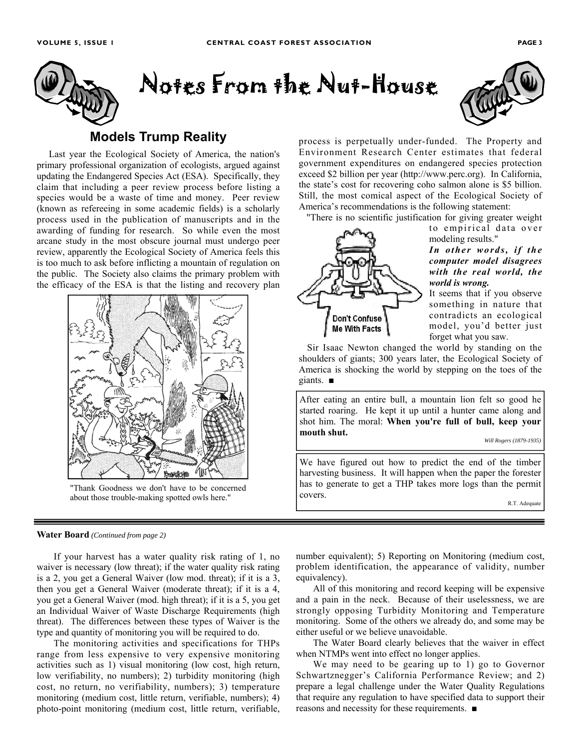# Notes From the Nut-House

## Models Trump Reality

Last year the Ecological Society of America, the nation's primary professional organization of ecologists, argued against updating the Endangered Species Act (ESA). Specifically, they claim that including a peer review process before listing a species would be a waste of time and money. Peer review (known as refereeing in some academic fields) is a scholarly process used in the publication of manuscripts and in the awarding of funding for research. So while even the most arcane study in the most obscure journal must undergo peer review, apparently the Ecological Society of America feels this is too much to ask before inflicting a mountain of regulation on the public. The Society also claims the primary problem with the efficacy of the ESA is that the listing and recovery plan process is perpetually under-funded. The Property and Environment Research Center estimates that federal government expenditures on endangered species protection exceed $2 billion per year (http://www.perc.org). In California, the state's cost for recovering coho salmon alone is $5 billion. Still, the most comical aspect of the Ecological Society of America's recommendations is the following statement:

"There is no scientific justification for giving greater weight to empirical data over modeling results."

***In other words, if the computer model disagrees with the real world, the world is wrong.***

It seems that if you observe something in nature that contradicts an ecological model, you'd better just forget what you saw.

Sir Isaac Newton changed the world by standing on the shoulders of giants; 300 years later, the Ecological Society of America is shocking the world by stepping on the toes of the giants. ■

"Thank Goodness we don't have to be concerned about those trouble-making spotted owls here."

---

After eating an entire bull, a mountain lion felt so good he started roaring. He kept it up until a hunter came along and shot him. The moral: **When you're full of bull, keep your mouth shut.**

*Will Rogers (1879-1935)*

---

We have figured out how to predict the end of the timber harvesting business. It will happen when the paper the forester has to generate to get a THP takes more logs than the permit covers.

R.T. Adequate

---

**Water Board** *(Continued from page 2)*

If your harvest has a water quality risk rating of 1, no waiver is necessary (low threat); if the water quality risk rating is a 2, you get a General Waiver (low mod. threat); if it is a 3, then you get a General Waiver (moderate threat); if it is a 4, you get a General Waiver (mod. high threat); if it is a 5, you get an Individual Waiver of Waste Discharge Requirements (high threat). The differences between these types of Waiver is the type and quantity of monitoring you will be required to do.

The monitoring activities and specifications for THPs range from less expensive to very expensive monitoring activities such as 1) visual monitoring (low cost, high return, low verifiability, no numbers); 2) turbidity monitoring (high cost, no return, no verifiability, numbers); 3) temperature monitoring (medium cost, little return, verifiable, numbers); 4) photo-point monitoring (medium cost, little return, verifiable, number equivalent); 5) Reporting on Monitoring (medium cost, problem identification, the appearance of validity, number equivalency).

All of this monitoring and record keeping will be expensive and a pain in the neck. Because of their uselessness, we are strongly opposing Turbidity Monitoring and Temperature monitoring. Some of the others we already do, and some may be either useful or we believe unavoidable.

The Water Board clearly believes that the waiver in effect when NTMPs went into effect no longer applies.

We may need to be gearing up to 1) go to Governor Schwartznegger's California Performance Review; and 2) prepare a legal challenge under the Water Quality Regulations that require any regulation to have specified data to support their reasons and necessity for these requirements. ■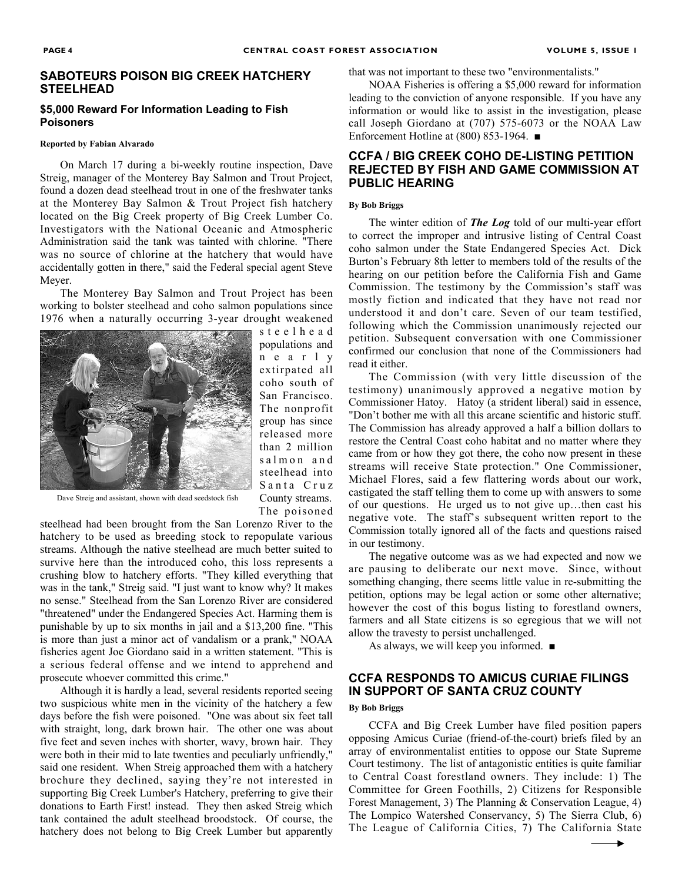## SABOTEURS POISON BIG CREEK HATCHERY STEELHEAD

### $5,000 Reward For Information Leading to Fish Poisoners

**Reported by Fabian Alvarado**

On March 17 during a bi-weekly routine inspection, Dave Streig, manager of the Monterey Bay Salmon and Trout Project, found a dozen dead steelhead trout in one of the freshwater tanks at the Monterey Bay Salmon & Trout Project fish hatchery located on the Big Creek property of Big Creek Lumber Co. Investigators with the National Oceanic and Atmospheric Administration said the tank was tainted with chlorine. "There was no source of chlorine at the hatchery that would have accidentally gotten in there," said the Federal special agent Steve Meyer.

The Monterey Bay Salmon and Trout Project has been working to bolster steelhead and coho salmon populations since 1976 when a naturally occurring 3-year drought weakened steelhead populations and nearly extirpated all coho south of San Francisco. The nonprofit group has since released more than 2 million salmon and steelhead into Santa Cruz County streams. The poisoned steelhead had been brought from the San Lorenzo River to the hatchery to be used as breeding stock to repopulate various streams. Although the native steelhead are much better suited to survive here than the introduced coho, this loss represents a crushing blow to hatchery efforts. "They killed everything that was in the tank," Streig said. "I just want to know why? It makes no sense." Steelhead from the San Lorenzo River are considered "threatened" under the Endangered Species Act. Harming them is punishable by up to six months in jail and a $13,200 fine. "This is more than just a minor act of vandalism or a prank," NOAA fisheries agent Joe Giordano said in a written statement. "This is a serious federal offense and we intend to apprehend and prosecute whoever committed this crime."

Dave Streig and assistant, shown with dead seedstock fish

Although it is hardly a lead, several residents reported seeing two suspicious white men in the vicinity of the hatchery a few days before the fish were poisoned. "One was about six feet tall with straight, long, dark brown hair. The other one was about five feet and seven inches with shorter, wavy, brown hair. They were both in their mid to late twenties and peculiarly unfriendly," said one resident. When Streig approached them with a hatchery brochure they declined, saying they're not interested in supporting Big Creek Lumber's Hatchery, preferring to give their donations to Earth First! instead. They then asked Streig which tank contained the adult steelhead broodstock. Of course, the hatchery does not belong to Big Creek Lumber but apparently that was not important to these two "environmentalists."

NOAA Fisheries is offering a $5,000 reward for information leading to the conviction of anyone responsible. If you have any information or would like to assist in the investigation, please call Joseph Giordano at (707) 575-6073 or the NOAA Law Enforcement Hotline at (800) 853-1964. ■

## CCFA / BIG CREEK COHO DE-LISTING PETITION REJECTED BY FISH AND GAME COMMISSION AT PUBLIC HEARING

**By Bob Briggs**

The winter edition of ***The Log*** told of our multi-year effort to correct the improper and intrusive listing of Central Coast coho salmon under the State Endangered Species Act. Dick Burton's February 8th letter to members told of the results of the hearing on our petition before the California Fish and Game Commission. The testimony by the Commission's staff was mostly fiction and indicated that they have not read nor understood it and don't care. Seven of our team testified, following which the Commission unanimously rejected our petition. Subsequent conversation with one Commissioner confirmed our conclusion that none of the Commissioners had read it either.

The Commission (with very little discussion of the testimony) unanimously approved a negative motion by Commissioner Hatoy. Hatoy (a strident liberal) said in essence, "Don't bother me with all this arcane scientific and historic stuff. The Commission has already approved a half a billion dollars to restore the Central Coast coho habitat and no matter where they came from or how they got there, the coho now present in these streams will receive State protection." One Commissioner, Michael Flores, said a few flattering words about our work, castigated the staff telling them to come up with answers to some of our questions. He urged us to not give up…then cast his negative vote. The staff's subsequent written report to the Commission totally ignored all of the facts and questions raised in our testimony.

The negative outcome was as we had expected and now we are pausing to deliberate our next move. Since, without something changing, there seems little value in re-submitting the petition, options may be legal action or some other alternative; however the cost of this bogus listing to forestland owners, farmers and all State citizens is so egregious that we will not allow the travesty to persist unchallenged.

As always, we will keep you informed. ■

## CCFA RESPONDS TO AMICUS CURIAE FILINGS IN SUPPORT OF SANTA CRUZ COUNTY

**By Bob Briggs**

CCFA and Big Creek Lumber have filed position papers opposing Amicus Curiae (friend-of-the-court) briefs filed by an array of environmentalist entities to oppose our State Supreme Court testimony. The list of antagonistic entities is quite familiar to Central Coast forestland owners. They include: 1) The Committee for Green Foothills, 2) Citizens for Responsible Forest Management, 3) The Planning & Conservation League, 4) The Lompico Watershed Conservancy, 5) The Sierra Club, 6) The League of California Cities, 7) The California State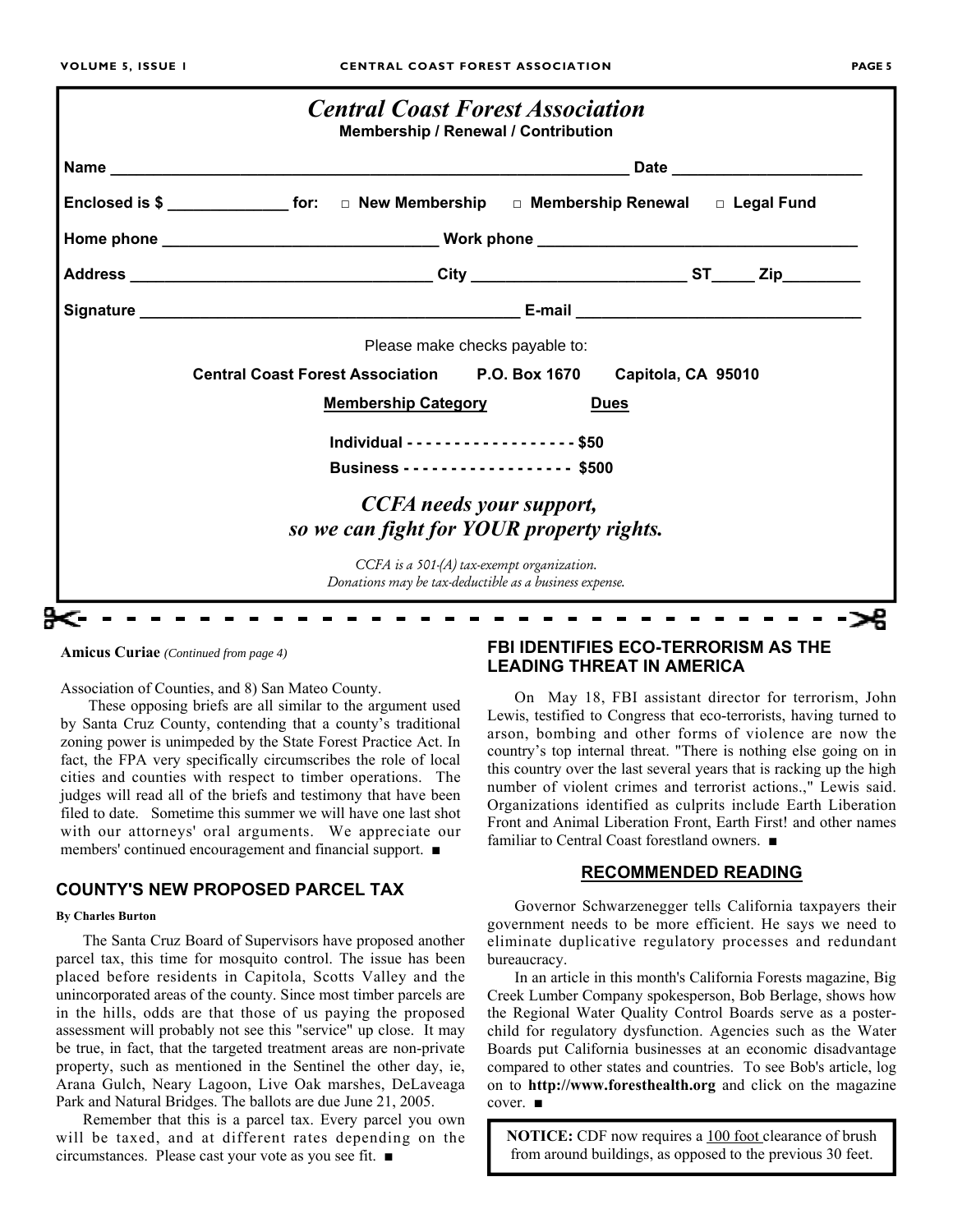# *Central Coast Forest Association*

**Membership / Renewal / Contribution**

**Name** ____________________________________________ **Date** ____________________

**Enclosed is $** ____________ **for:** □ **New Membership** □ **Membership Renewal** □ **Legal Fund**

**Home phone** ______________________ **Work phone** __________________________

**Address** __________________________ **City** ____________________ **ST**_____ **Zip**_________

**Signature** ________________________________ **E-mail** _______________________

Please make checks payable to:

**Central Coast Forest Association P.O. Box 1670 Capitola, CA 95010**

| **Membership Category** | **Dues** |
|---|---|
| **Individual** | **$50** |
| **Business** | **$500** |

***CCFA needs your support, so we can fight for YOUR property rights.***

*CCFA is a 501-(A) tax-exempt organization. Donations may be tax-deductible as a business expense.*

---

**Amicus Curiae** *(Continued from page 4)*

Association of Counties, and 8) San Mateo County.

These opposing briefs are all similar to the argument used by Santa Cruz County, contending that a county's traditional zoning power is unimpeded by the State Forest Practice Act. In fact, the FPA very specifically circumscribes the role of local cities and counties with respect to timber operations. The judges will read all of the briefs and testimony that have been filed to date. Sometime this summer we will have one last shot with our attorneys' oral arguments. We appreciate our members' continued encouragement and financial support. ■

## COUNTY'S NEW PROPOSED PARCEL TAX

**By Charles Burton**

The Santa Cruz Board of Supervisors have proposed another parcel tax, this time for mosquito control. The issue has been placed before residents in Capitola, Scotts Valley and the unincorporated areas of the county. Since most timber parcels are in the hills, odds are that those of us paying the proposed assessment will probably not see this "service" up close. It may be true, in fact, that the targeted treatment areas are non-private property, such as mentioned in the Sentinel the other day, ie, Arana Gulch, Neary Lagoon, Live Oak marshes, DeLaveaga Park and Natural Bridges. The ballots are due June 21, 2005.

Remember that this is a parcel tax. Every parcel you own will be taxed, and at different rates depending on the circumstances. Please cast your vote as you see fit. ■

## FBI IDENTIFIES ECO-TERRORISM AS THE LEADING THREAT IN AMERICA

On May 18, FBI assistant director for terrorism, John Lewis, testified to Congress that eco-terrorists, having turned to arson, bombing and other forms of violence are now the country's top internal threat. "There is nothing else going on in this country over the last several years that is racking up the high number of violent crimes and terrorist actions.," Lewis said. Organizations identified as culprits include Earth Liberation Front and Animal Liberation Front, Earth First! and other names familiar to Central Coast forestland owners. ■

## RECOMMENDED READING

Governor Schwarzenegger tells California taxpayers their government needs to be more efficient. He says we need to eliminate duplicative regulatory processes and redundant bureaucracy.

In an article in this month's California Forests magazine, Big Creek Lumber Company spokesperson, Bob Berlage, shows how the Regional Water Quality Control Boards serve as a poster-child for regulatory dysfunction. Agencies such as the Water Boards put California businesses at an economic disadvantage compared to other states and countries. To see Bob's article, log on to **http://www.foresthealth.org** and click on the magazine cover. ■

**NOTICE:** CDF now requires a 100 foot clearance of brush from around buildings, as opposed to the previous 30 feet.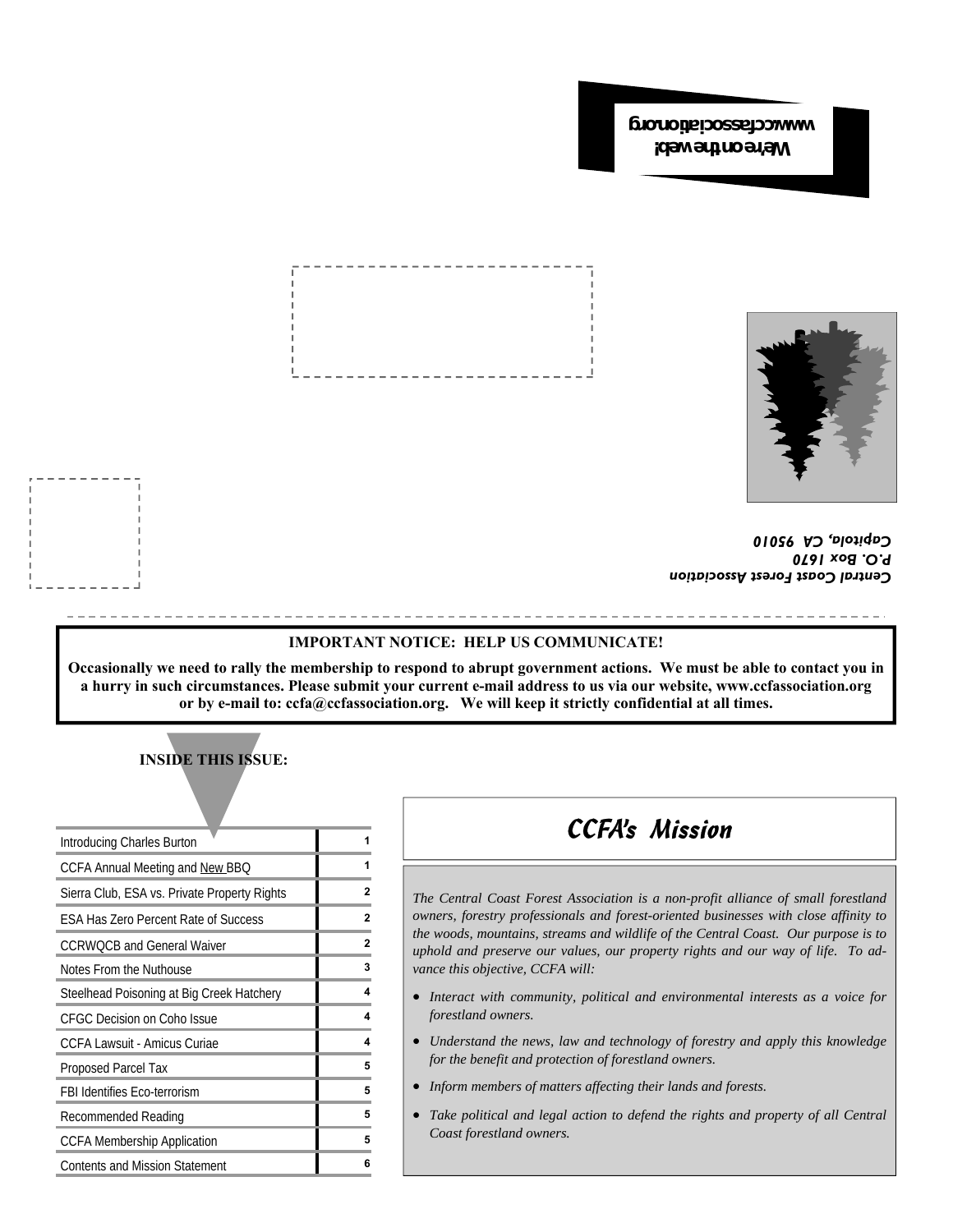We're on the web!
www.ccfassociation.org

Central Coast Forest Association
P.O. Box 1670
Capitola, CA 95010

**IMPORTANT NOTICE: HELP US COMMUNICATE!**

**Occasionally we need to rally the membership to respond to abrupt government actions. We must be able to contact you in a hurry in such circumstances. Please submit your current e-mail address to us via our website, www.ccfassociation.org or by e-mail to: ccfa@ccfassociation.org. We will keep it strictly confidential at all times.**

**INSIDE THIS ISSUE:**

| | |
|---|---|
| Introducing Charles Burton | 1 |
| CCFA Annual Meeting and New BBQ | 1 |
| Sierra Club, ESA vs. Private Property Rights | 2 |
| ESA Has Zero Percent Rate of Success | 2 |
| CCRWQCB and General Waiver | 2 |
| Notes From the Nuthouse | 3 |
| Steelhead Poisoning at Big Creek Hatchery | 4 |
| CFGC Decision on Coho Issue | 4 |
| CCFA Lawsuit - Amicus Curiae | 4 |
| Proposed Parcel Tax | 5 |
| FBI Identifies Eco-terrorism | 5 |
| Recommended Reading | 5 |
| CCFA Membership Application | 5 |
| Contents and Mission Statement | 6 |

## CCFA's Mission

*The Central Coast Forest Association is a non-profit alliance of small forestland owners, forestry professionals and forest-oriented businesses with close affinity to the woods, mountains, streams and wildlife of the Central Coast. Our purpose is to uphold and preserve our values, our property rights and our way of life. To advance this objective, CCFA will:*

- *Interact with community, political and environmental interests as a voice for forestland owners.*
- *Understand the news, law and technology of forestry and apply this knowledge for the benefit and protection of forestland owners.*
- *Inform members of matters affecting their lands and forests.*
- *Take political and legal action to defend the rights and property of all Central Coast forestland owners.*